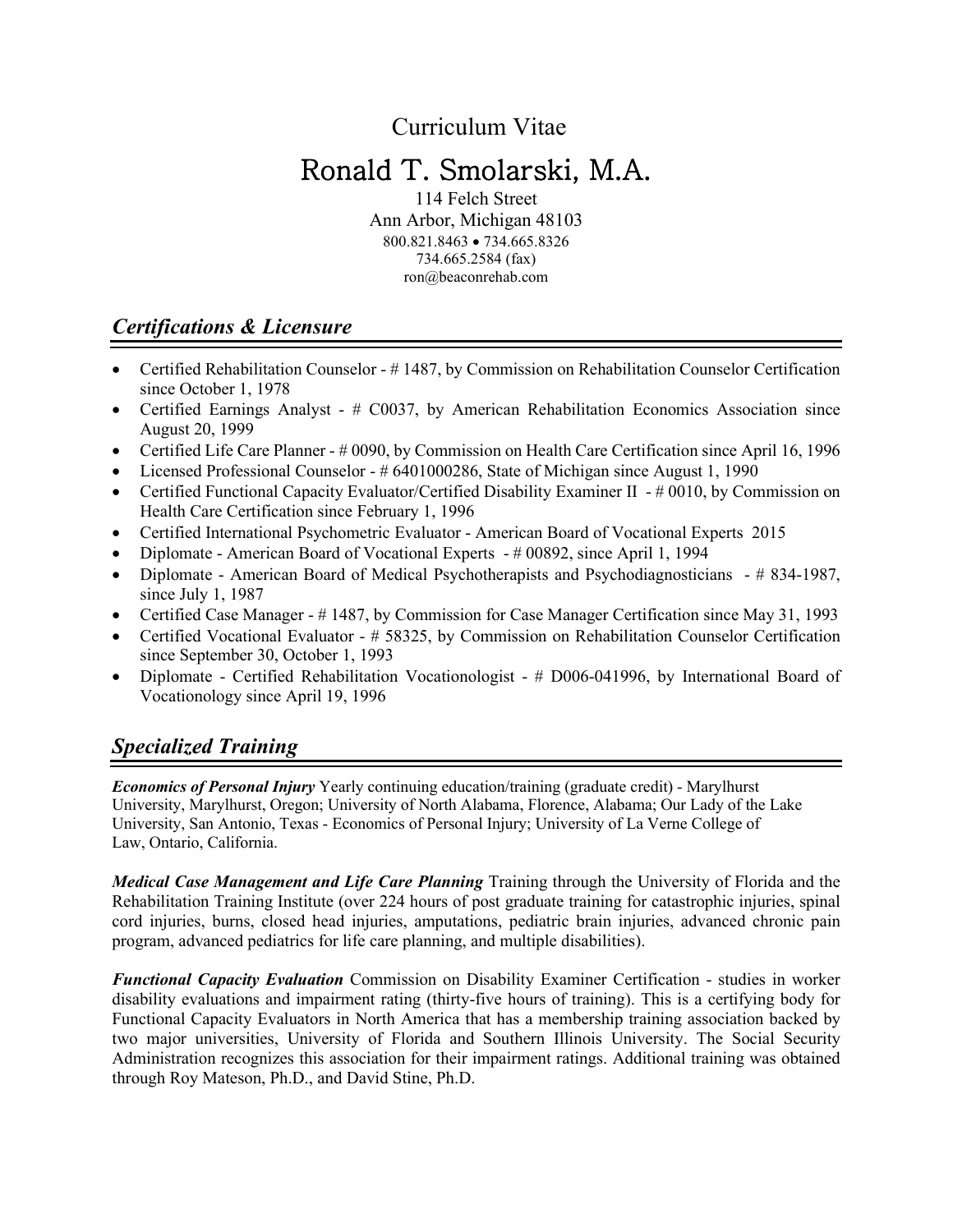# Curriculum Vitae

# Ronald T. Smolarski, M.A.

114 Felch Street
Ann Arbor, Michigan 48103
800.821.8463 • 734.665.8326
734.665.2584 (fax)
ron@beaconrehab.com

## *Certifications & Licensure*

- Certified Rehabilitation Counselor - # 1487, by Commission on Rehabilitation Counselor Certification since October 1, 1978
- Certified Earnings Analyst - # C0037, by American Rehabilitation Economics Association since August 20, 1999
- Certified Life Care Planner - # 0090, by Commission on Health Care Certification since April 16, 1996
- Licensed Professional Counselor - # 6401000286, State of Michigan since August 1, 1990
- Certified Functional Capacity Evaluator/Certified Disability Examiner II - # 0010, by Commission on Health Care Certification since February 1, 1996
- Certified International Psychometric Evaluator - American Board of Vocational Experts 2015
- Diplomate - American Board of Vocational Experts - # 00892, since April 1, 1994
- Diplomate - American Board of Medical Psychotherapists and Psychodiagnosticians - # 834-1987, since July 1, 1987
- Certified Case Manager - # 1487, by Commission for Case Manager Certification since May 31, 1993
- Certified Vocational Evaluator - # 58325, by Commission on Rehabilitation Counselor Certification since September 30, October 1, 1993
- Diplomate - Certified Rehabilitation Vocationologist - # D006-041996, by International Board of Vocationology since April 19, 1996

## *Specialized Training*

***Economics of Personal Injury*** Yearly continuing education/training (graduate credit) - Marylhurst University, Marylhurst, Oregon; University of North Alabama, Florence, Alabama; Our Lady of the Lake University, San Antonio, Texas - Economics of Personal Injury; University of La Verne College of Law, Ontario, California.

***Medical Case Management and Life Care Planning*** Training through the University of Florida and the Rehabilitation Training Institute (over 224 hours of post graduate training for catastrophic injuries, spinal cord injuries, burns, closed head injuries, amputations, pediatric brain injuries, advanced chronic pain program, advanced pediatrics for life care planning, and multiple disabilities).

***Functional Capacity Evaluation*** Commission on Disability Examiner Certification - studies in worker disability evaluations and impairment rating (thirty-five hours of training). This is a certifying body for Functional Capacity Evaluators in North America that has a membership training association backed by two major universities, University of Florida and Southern Illinois University. The Social Security Administration recognizes this association for their impairment ratings. Additional training was obtained through Roy Mateson, Ph.D., and David Stine, Ph.D.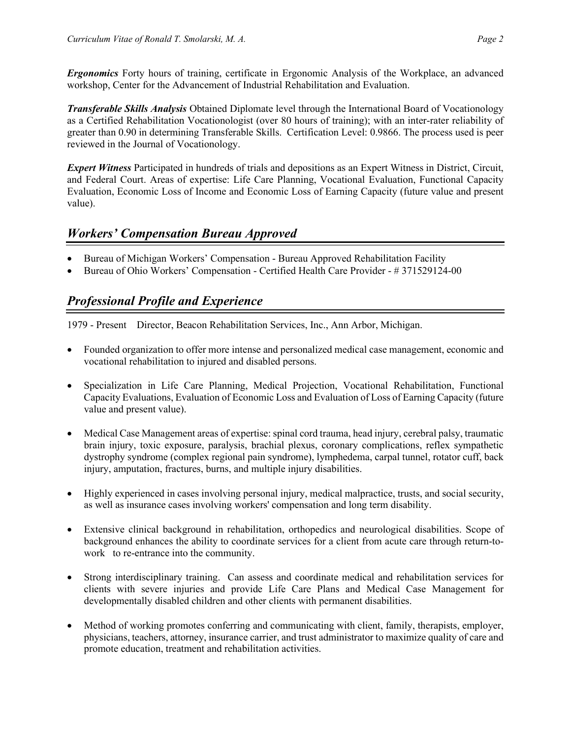***Ergonomics*** Forty hours of training, certificate in Ergonomic Analysis of the Workplace, an advanced workshop, Center for the Advancement of Industrial Rehabilitation and Evaluation.

***Transferable Skills Analysis*** Obtained Diplomate level through the International Board of Vocationology as a Certified Rehabilitation Vocationologist (over 80 hours of training); with an inter-rater reliability of greater than 0.90 in determining Transferable Skills. Certification Level: 0.9866. The process used is peer reviewed in the Journal of Vocationology.

***Expert Witness*** Participated in hundreds of trials and depositions as an Expert Witness in District, Circuit, and Federal Court. Areas of expertise: Life Care Planning, Vocational Evaluation, Functional Capacity Evaluation, Economic Loss of Income and Economic Loss of Earning Capacity (future value and present value).

## *Workers' Compensation Bureau Approved*

- Bureau of Michigan Workers' Compensation - Bureau Approved Rehabilitation Facility
- Bureau of Ohio Workers' Compensation - Certified Health Care Provider - # 371529124-00

## *Professional Profile and Experience*

1979 - Present Director, Beacon Rehabilitation Services, Inc., Ann Arbor, Michigan.

- Founded organization to offer more intense and personalized medical case management, economic and vocational rehabilitation to injured and disabled persons.
- Specialization in Life Care Planning, Medical Projection, Vocational Rehabilitation, Functional Capacity Evaluations, Evaluation of Economic Loss and Evaluation of Loss of Earning Capacity (future value and present value).
- Medical Case Management areas of expertise: spinal cord trauma, head injury, cerebral palsy, traumatic brain injury, toxic exposure, paralysis, brachial plexus, coronary complications, reflex sympathetic dystrophy syndrome (complex regional pain syndrome), lymphedema, carpal tunnel, rotator cuff, back injury, amputation, fractures, burns, and multiple injury disabilities.
- Highly experienced in cases involving personal injury, medical malpractice, trusts, and social security, as well as insurance cases involving workers' compensation and long term disability.
- Extensive clinical background in rehabilitation, orthopedics and neurological disabilities. Scope of background enhances the ability to coordinate services for a client from acute care through return-to-work to re-entrance into the community.
- Strong interdisciplinary training. Can assess and coordinate medical and rehabilitation services for clients with severe injuries and provide Life Care Plans and Medical Case Management for developmentally disabled children and other clients with permanent disabilities.
- Method of working promotes conferring and communicating with client, family, therapists, employer, physicians, teachers, attorney, insurance carrier, and trust administrator to maximize quality of care and promote education, treatment and rehabilitation activities.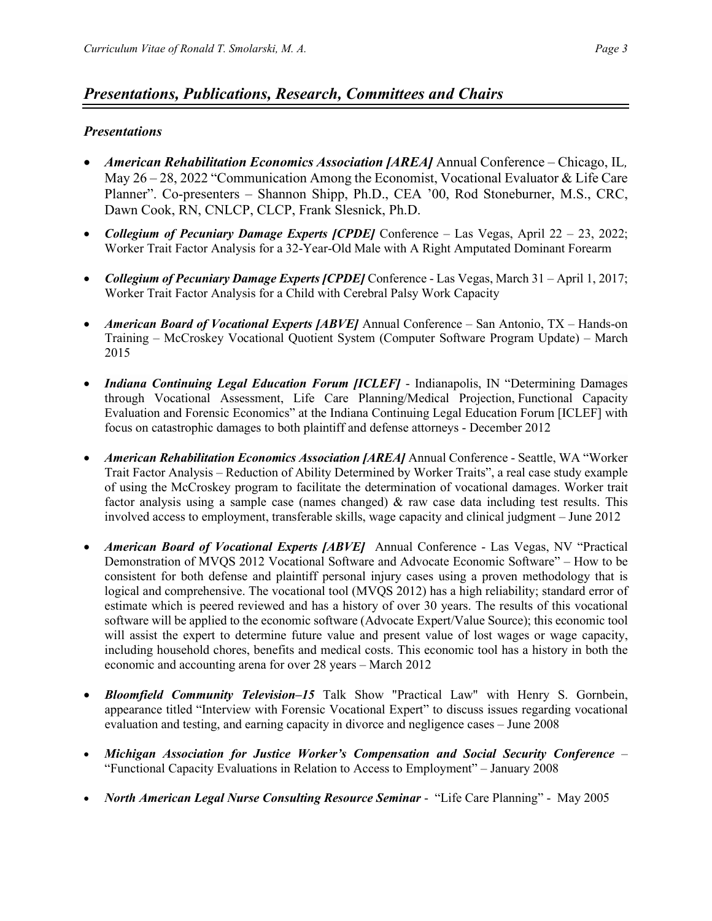## *Presentations, Publications, Research, Committees and Chairs*

### *Presentations*

- ***American Rehabilitation Economics Association [AREA]*** Annual Conference – Chicago, IL, May 26 – 28, 2022 "Communication Among the Economist, Vocational Evaluator & Life Care Planner". Co-presenters – Shannon Shipp, Ph.D., CEA '00, Rod Stoneburner, M.S., CRC, Dawn Cook, RN, CNLCP, CLCP, Frank Slesnick, Ph.D.

- ***Collegium of Pecuniary Damage Experts [CPDE]*** Conference – Las Vegas, April 22 – 23, 2022; Worker Trait Factor Analysis for a 32-Year-Old Male with A Right Amputated Dominant Forearm

- ***Collegium of Pecuniary Damage Experts [CPDE]*** Conference - Las Vegas, March 31 – April 1, 2017; Worker Trait Factor Analysis for a Child with Cerebral Palsy Work Capacity

- ***American Board of Vocational Experts [ABVE]*** Annual Conference – San Antonio, TX – Hands-on Training – McCroskey Vocational Quotient System (Computer Software Program Update) – March 2015

- ***Indiana Continuing Legal Education Forum [ICLEF]*** - Indianapolis, IN "Determining Damages through Vocational Assessment, Life Care Planning/Medical Projection, Functional Capacity Evaluation and Forensic Economics" at the Indiana Continuing Legal Education Forum [ICLEF] with focus on catastrophic damages to both plaintiff and defense attorneys - December 2012

- ***American Rehabilitation Economics Association [AREA]*** Annual Conference - Seattle, WA "Worker Trait Factor Analysis – Reduction of Ability Determined by Worker Traits", a real case study example of using the McCroskey program to facilitate the determination of vocational damages. Worker trait factor analysis using a sample case (names changed) & raw case data including test results. This involved access to employment, transferable skills, wage capacity and clinical judgment – June 2012

- ***American Board of Vocational Experts [ABVE]*** Annual Conference - Las Vegas, NV "Practical Demonstration of MVQS 2012 Vocational Software and Advocate Economic Software" – How to be consistent for both defense and plaintiff personal injury cases using a proven methodology that is logical and comprehensive. The vocational tool (MVQS 2012) has a high reliability; standard error of estimate which is peered reviewed and has a history of over 30 years. The results of this vocational software will be applied to the economic software (Advocate Expert/Value Source); this economic tool will assist the expert to determine future value and present value of lost wages or wage capacity, including household chores, benefits and medical costs. This economic tool has a history in both the economic and accounting arena for over 28 years – March 2012

- ***Bloomfield Community Television–15*** Talk Show "Practical Law" with Henry S. Gornbein, appearance titled "Interview with Forensic Vocational Expert" to discuss issues regarding vocational evaluation and testing, and earning capacity in divorce and negligence cases – June 2008

- ***Michigan Association for Justice Worker's Compensation and Social Security Conference*** – "Functional Capacity Evaluations in Relation to Access to Employment" – January 2008

- ***North American Legal Nurse Consulting Resource Seminar*** - "Life Care Planning" - May 2005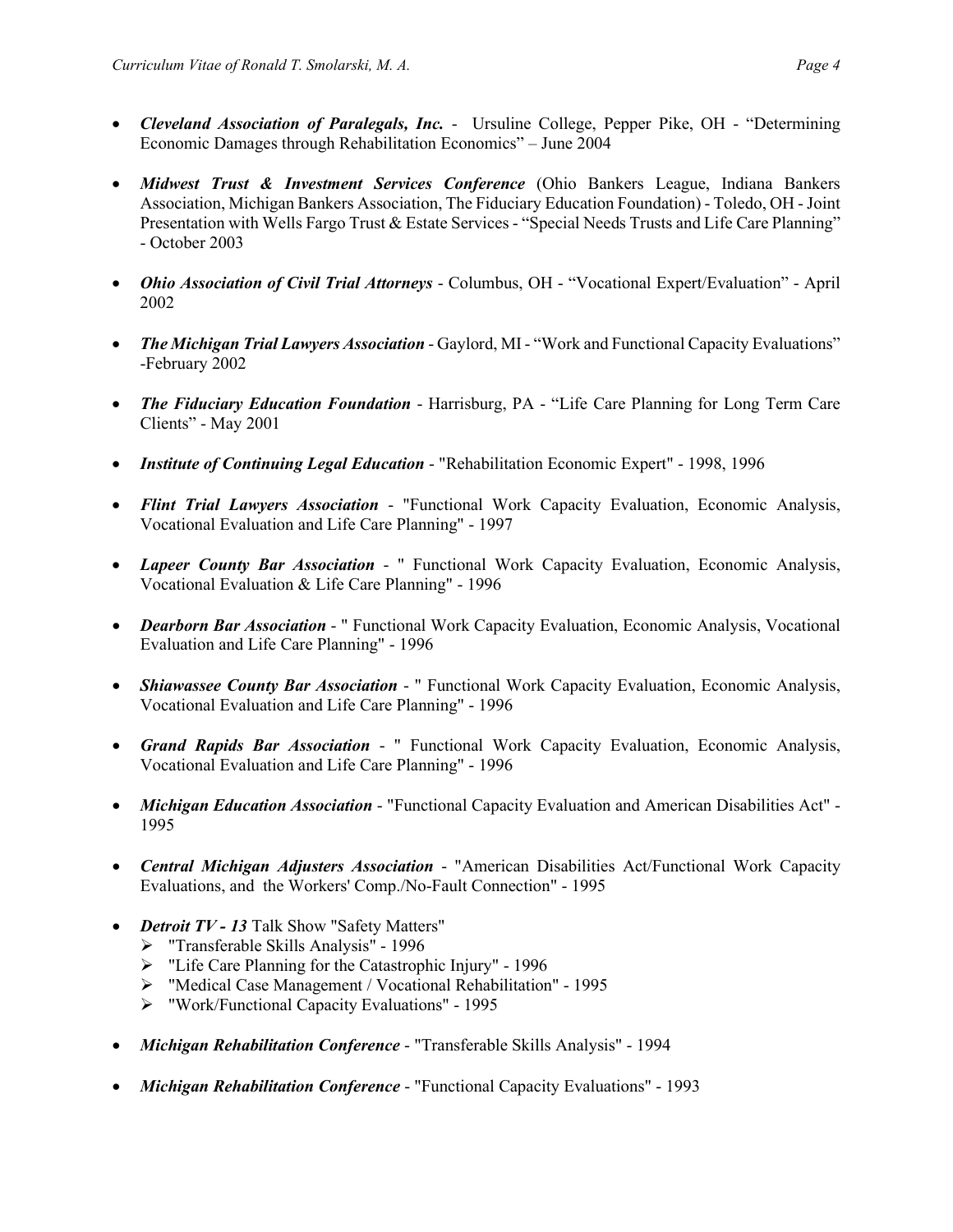- ***Cleveland Association of Paralegals, Inc.*** - Ursuline College, Pepper Pike, OH - "Determining Economic Damages through Rehabilitation Economics" – June 2004

- ***Midwest Trust & Investment Services Conference*** (Ohio Bankers League, Indiana Bankers Association, Michigan Bankers Association, The Fiduciary Education Foundation) - Toledo, OH - Joint Presentation with Wells Fargo Trust & Estate Services - "Special Needs Trusts and Life Care Planning" - October 2003

- ***Ohio Association of Civil Trial Attorneys*** - Columbus, OH - "Vocational Expert/Evaluation" - April 2002

- ***The Michigan Trial Lawyers Association*** - Gaylord, MI - "Work and Functional Capacity Evaluations" -February 2002

- ***The Fiduciary Education Foundation*** - Harrisburg, PA - "Life Care Planning for Long Term Care Clients" - May 2001

- ***Institute of Continuing Legal Education*** - "Rehabilitation Economic Expert" - 1998, 1996

- ***Flint Trial Lawyers Association*** - "Functional Work Capacity Evaluation, Economic Analysis, Vocational Evaluation and Life Care Planning" - 1997

- ***Lapeer County Bar Association*** - " Functional Work Capacity Evaluation, Economic Analysis, Vocational Evaluation & Life Care Planning" - 1996

- ***Dearborn Bar Association*** - " Functional Work Capacity Evaluation, Economic Analysis, Vocational Evaluation and Life Care Planning" - 1996

- ***Shiawassee County Bar Association*** - " Functional Work Capacity Evaluation, Economic Analysis, Vocational Evaluation and Life Care Planning" - 1996

- ***Grand Rapids Bar Association*** - " Functional Work Capacity Evaluation, Economic Analysis, Vocational Evaluation and Life Care Planning" - 1996

- ***Michigan Education Association*** - "Functional Capacity Evaluation and American Disabilities Act" - 1995

- ***Central Michigan Adjusters Association*** - "American Disabilities Act/Functional Work Capacity Evaluations, and the Workers' Comp./No-Fault Connection" - 1995

- ***Detroit TV - 13*** Talk Show "Safety Matters"
  - "Transferable Skills Analysis" - 1996
  - "Life Care Planning for the Catastrophic Injury" - 1996
  - "Medical Case Management / Vocational Rehabilitation" - 1995
  - "Work/Functional Capacity Evaluations" - 1995

- ***Michigan Rehabilitation Conference*** - "Transferable Skills Analysis" - 1994

- ***Michigan Rehabilitation Conference*** - "Functional Capacity Evaluations" - 1993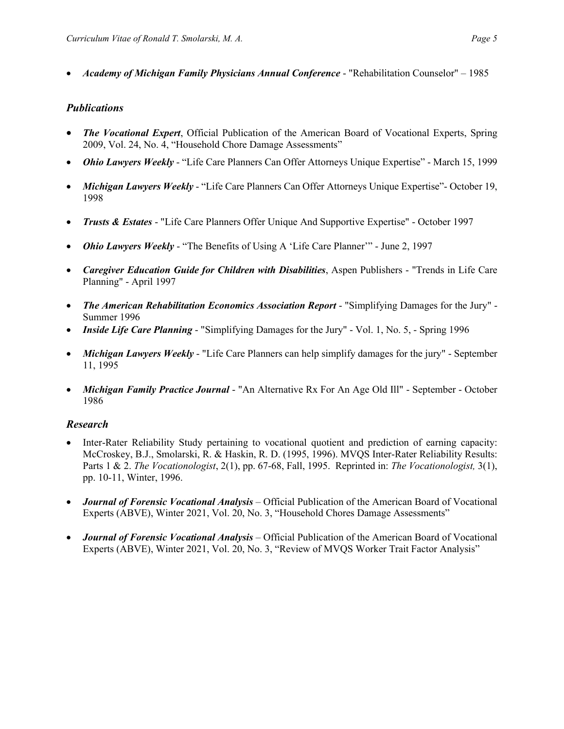- ***Academy of Michigan Family Physicians Annual Conference*** - "Rehabilitation Counselor" – 1985

## *Publications*

- ***The Vocational Expert***, Official Publication of the American Board of Vocational Experts, Spring 2009, Vol. 24, No. 4, "Household Chore Damage Assessments"
- ***Ohio Lawyers Weekly*** - "Life Care Planners Can Offer Attorneys Unique Expertise" - March 15, 1999
- ***Michigan Lawyers Weekly*** - "Life Care Planners Can Offer Attorneys Unique Expertise"- October 19, 1998
- ***Trusts & Estates*** - "Life Care Planners Offer Unique And Supportive Expertise" - October 1997
- ***Ohio Lawyers Weekly*** - "The Benefits of Using A 'Life Care Planner'" - June 2, 1997
- ***Caregiver Education Guide for Children with Disabilities***, Aspen Publishers - "Trends in Life Care Planning" - April 1997
- ***The American Rehabilitation Economics Association Report*** - "Simplifying Damages for the Jury" - Summer 1996
- ***Inside Life Care Planning*** - "Simplifying Damages for the Jury" - Vol. 1, No. 5, - Spring 1996
- ***Michigan Lawyers Weekly*** - "Life Care Planners can help simplify damages for the jury" - September 11, 1995
- ***Michigan Family Practice Journal*** - "An Alternative Rx For An Age Old Ill" - September - October 1986

## *Research*

- Inter-Rater Reliability Study pertaining to vocational quotient and prediction of earning capacity: McCroskey, B.J., Smolarski, R. & Haskin, R. D. (1995, 1996). MVQS Inter-Rater Reliability Results: Parts 1 & 2. *The Vocationologist*, 2(1), pp. 67-68, Fall, 1995. Reprinted in: *The Vocationologist,* 3(1), pp. 10-11, Winter, 1996.
- ***Journal of Forensic Vocational Analysis*** – Official Publication of the American Board of Vocational Experts (ABVE), Winter 2021, Vol. 20, No. 3, "Household Chores Damage Assessments"
- ***Journal of Forensic Vocational Analysis*** – Official Publication of the American Board of Vocational Experts (ABVE), Winter 2021, Vol. 20, No. 3, "Review of MVQS Worker Trait Factor Analysis"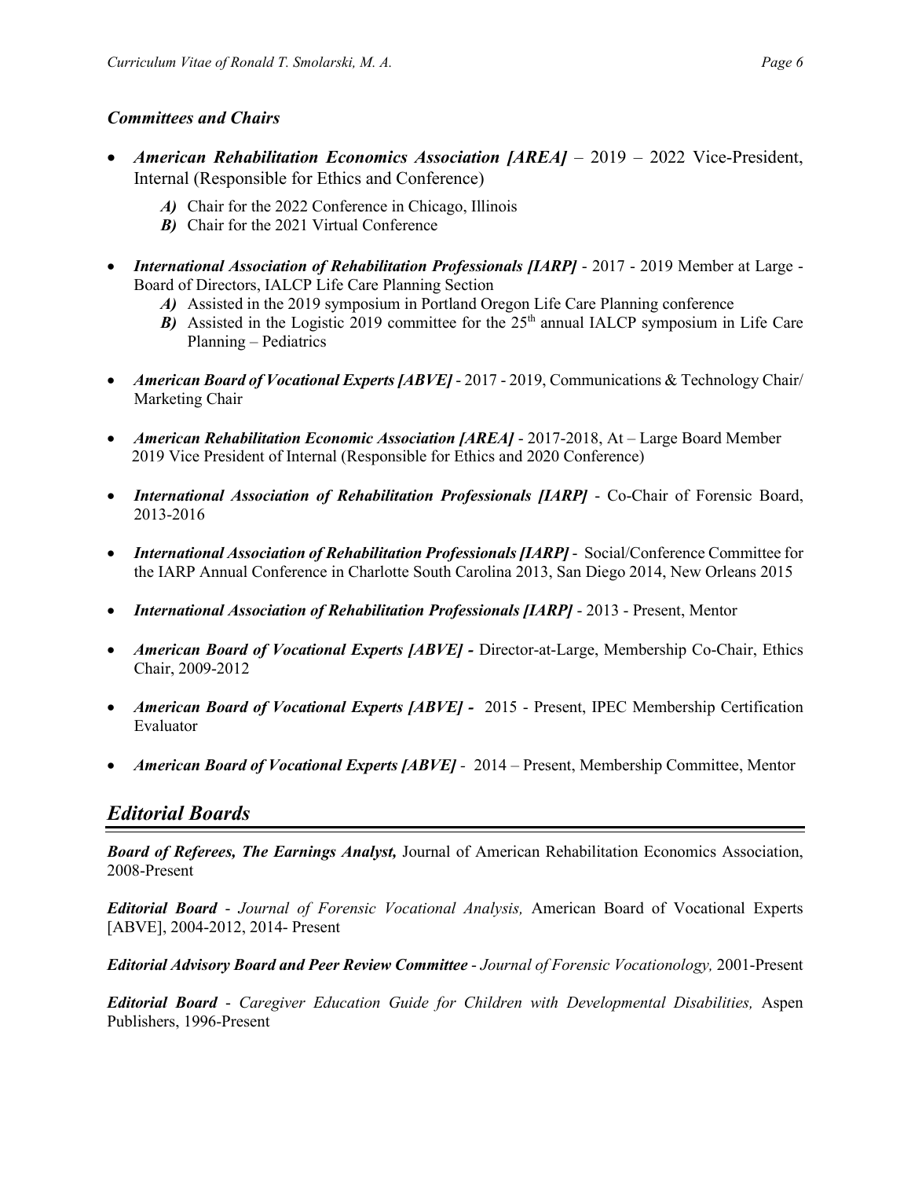### *Committees and Chairs*

- ***American Rehabilitation Economics Association [AREA]*** – 2019 – 2022 Vice-President, Internal (Responsible for Ethics and Conference)
    - ***A)*** Chair for the 2022 Conference in Chicago, Illinois
    - ***B)*** Chair for the 2021 Virtual Conference

- ***International Association of Rehabilitation Professionals [IARP]*** - 2017 - 2019 Member at Large - Board of Directors, IALCP Life Care Planning Section
    - ***A)*** Assisted in the 2019 symposium in Portland Oregon Life Care Planning conference
    - ***B)*** Assisted in the Logistic 2019 committee for the 25th annual IALCP symposium in Life Care Planning – Pediatrics

- ***American Board of Vocational Experts [ABVE]*** - 2017 - 2019, Communications & Technology Chair/ Marketing Chair

- ***American Rehabilitation Economic Association [AREA]*** - 2017-2018, At – Large Board Member 2019 Vice President of Internal (Responsible for Ethics and 2020 Conference)

- ***International Association of Rehabilitation Professionals [IARP]*** - Co-Chair of Forensic Board, 2013-2016

- ***International Association of Rehabilitation Professionals [IARP]*** - Social/Conference Committee for the IARP Annual Conference in Charlotte South Carolina 2013, San Diego 2014, New Orleans 2015

- ***International Association of Rehabilitation Professionals [IARP]*** - 2013 - Present, Mentor

- ***American Board of Vocational Experts [ABVE] -*** Director-at-Large, Membership Co-Chair, Ethics Chair, 2009-2012

- ***American Board of Vocational Experts [ABVE] -*** 2015 - Present, IPEC Membership Certification Evaluator

- ***American Board of Vocational Experts [ABVE]*** - 2014 – Present, Membership Committee, Mentor

## *Editorial Boards*

***Board of Referees, The Earnings Analyst,*** Journal of American Rehabilitation Economics Association, 2008-Present

***Editorial Board*** - *Journal of Forensic Vocational Analysis,* American Board of Vocational Experts [ABVE], 2004-2012, 2014- Present

***Editorial Advisory Board and Peer Review Committee*** - *Journal of Forensic Vocationology,* 2001-Present

***Editorial Board*** - *Caregiver Education Guide for Children with Developmental Disabilities,* Aspen Publishers, 1996-Present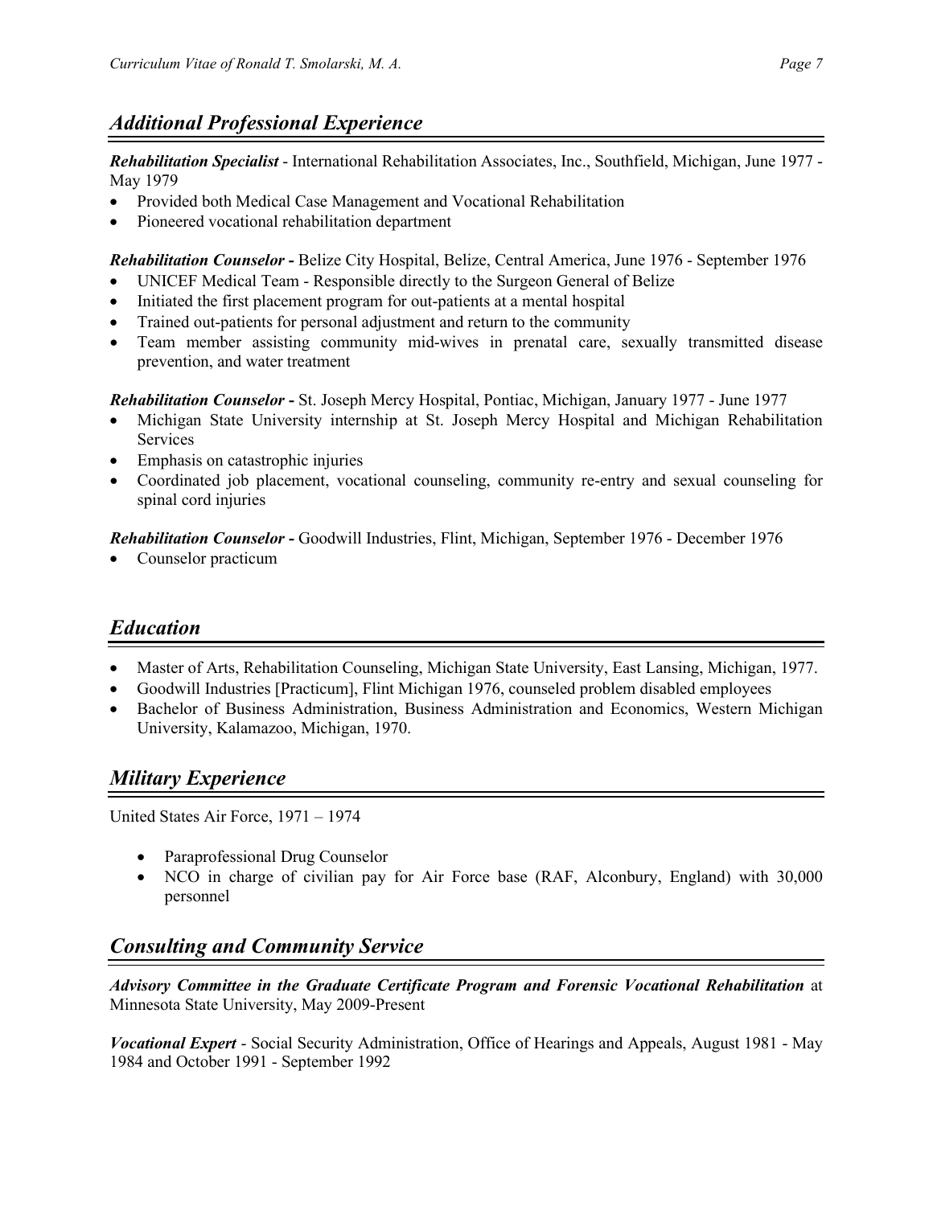## *Additional Professional Experience*

***Rehabilitation Specialist*** - International Rehabilitation Associates, Inc., Southfield, Michigan, June 1977 - May 1979

- Provided both Medical Case Management and Vocational Rehabilitation
- Pioneered vocational rehabilitation department

***Rehabilitation Counselor -*** Belize City Hospital, Belize, Central America, June 1976 - September 1976

- UNICEF Medical Team - Responsible directly to the Surgeon General of Belize
- Initiated the first placement program for out-patients at a mental hospital
- Trained out-patients for personal adjustment and return to the community
- Team member assisting community mid-wives in prenatal care, sexually transmitted disease prevention, and water treatment

***Rehabilitation Counselor -*** St. Joseph Mercy Hospital, Pontiac, Michigan, January 1977 - June 1977

- Michigan State University internship at St. Joseph Mercy Hospital and Michigan Rehabilitation Services
- Emphasis on catastrophic injuries
- Coordinated job placement, vocational counseling, community re-entry and sexual counseling for spinal cord injuries

***Rehabilitation Counselor -*** Goodwill Industries, Flint, Michigan, September 1976 - December 1976

- Counselor practicum

## *Education*

- Master of Arts, Rehabilitation Counseling, Michigan State University, East Lansing, Michigan, 1977.
- Goodwill Industries [Practicum], Flint Michigan 1976, counseled problem disabled employees
- Bachelor of Business Administration, Business Administration and Economics, Western Michigan University, Kalamazoo, Michigan, 1970.

## *Military Experience*

United States Air Force, 1971 – 1974

- Paraprofessional Drug Counselor
- NCO in charge of civilian pay for Air Force base (RAF, Alconbury, England) with 30,000 personnel

## *Consulting and Community Service*

***Advisory Committee in the Graduate Certificate Program and Forensic Vocational Rehabilitation*** at Minnesota State University, May 2009-Present

***Vocational Expert*** - Social Security Administration, Office of Hearings and Appeals, August 1981 - May 1984 and October 1991 - September 1992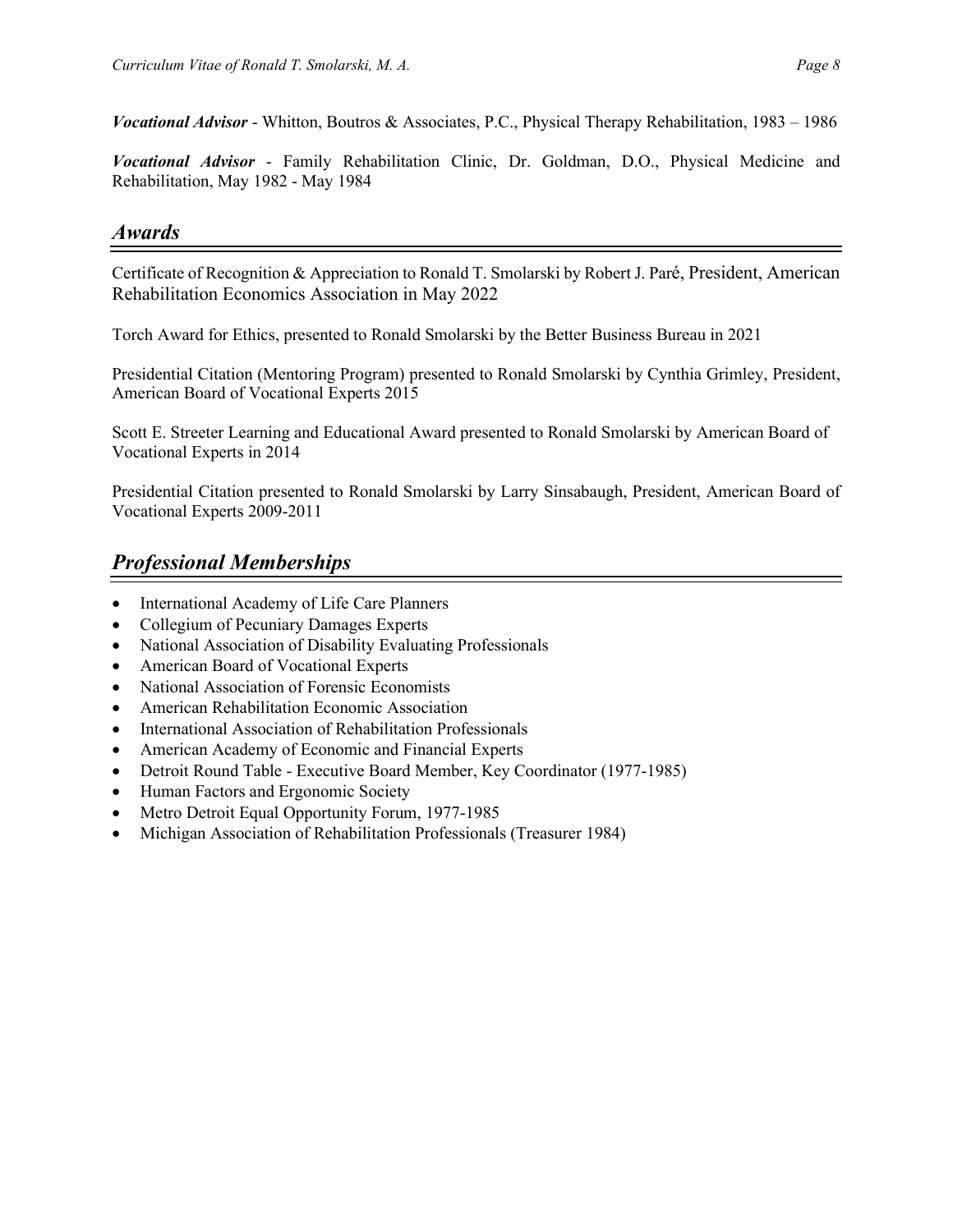***Vocational Advisor*** - Whitton, Boutros & Associates, P.C., Physical Therapy Rehabilitation, 1983 – 1986

***Vocational Advisor*** - Family Rehabilitation Clinic, Dr. Goldman, D.O., Physical Medicine and Rehabilitation, May 1982 - May 1984

## *Awards*

Certificate of Recognition & Appreciation to Ronald T. Smolarski by Robert J. Paré, President, American Rehabilitation Economics Association in May 2022

Torch Award for Ethics, presented to Ronald Smolarski by the Better Business Bureau in 2021

Presidential Citation (Mentoring Program) presented to Ronald Smolarski by Cynthia Grimley, President, American Board of Vocational Experts 2015

Scott E. Streeter Learning and Educational Award presented to Ronald Smolarski by American Board of Vocational Experts in 2014

Presidential Citation presented to Ronald Smolarski by Larry Sinsabaugh, President, American Board of Vocational Experts 2009-2011

## *Professional Memberships*

- International Academy of Life Care Planners
- Collegium of Pecuniary Damages Experts
- National Association of Disability Evaluating Professionals
- American Board of Vocational Experts
- National Association of Forensic Economists
- American Rehabilitation Economic Association
- International Association of Rehabilitation Professionals
- American Academy of Economic and Financial Experts
- Detroit Round Table - Executive Board Member, Key Coordinator (1977-1985)
- Human Factors and Ergonomic Society
- Metro Detroit Equal Opportunity Forum, 1977-1985
- Michigan Association of Rehabilitation Professionals (Treasurer 1984)